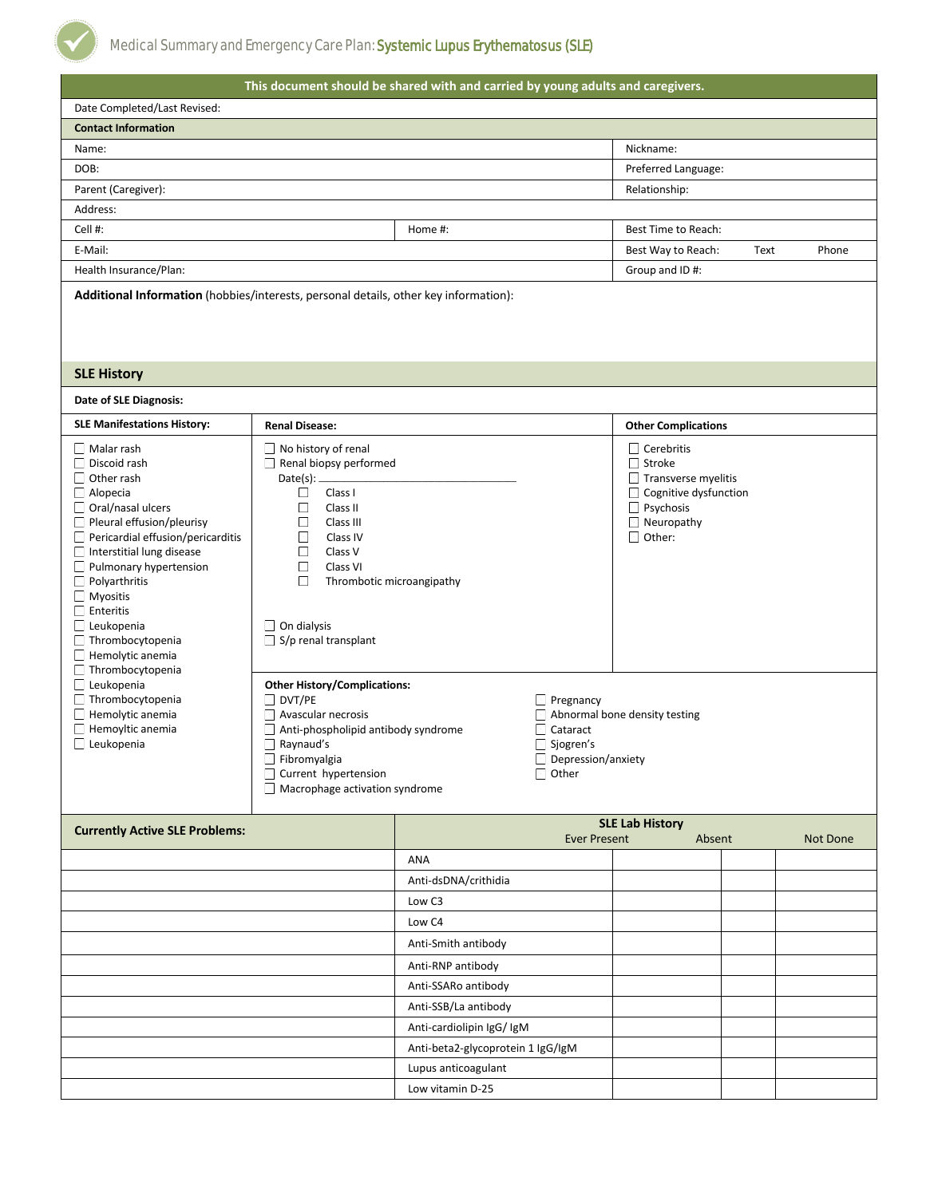# Medical Summary and Emergency Care Plan: Systemic Lupus Erythematosus (SLE)

**This document should be shared with and carried by young adults and caregivers.**

Date Completed/Last Revised:

**Contact Information**

| | | |
|---|---|---|
| Name: | | Nickname: |
| DOB: | | Preferred Language: |
| Parent (Caregiver): | | Relationship: |
| Address: | | |
| Cell #: | Home #: | Best Time to Reach: |
| E-Mail: | | Best Way to Reach: Text Phone |
| Health Insurance/Plan: | | Group and ID #: |

**Additional Information** (hobbies/interests, personal details, other key information):

## SLE History

**Date of SLE Diagnosis:**

**SLE Manifestations History:**

- ☐ Malar rash
- ☐ Discoid rash
- ☐ Other rash
- ☐ Alopecia
- ☐ Oral/nasal ulcers
- ☐ Pleural effusion/pleurisy
- ☐ Pericardial effusion/pericarditis
- ☐ Interstitial lung disease
- ☐ Pulmonary hypertension
- ☐ Polyarthritis
- ☐ Myositis
- ☐ Enteritis
- ☐ Leukopenia
- ☐ Thrombocytopenia
- ☐ Hemolytic anemia
- ☐ Thrombocytopenia
- ☐ Leukopenia
- ☐ Thrombocytopenia
- ☐ Hemolytic anemia
- ☐ Hemoyltic anemia
- ☐ Leukopenia

**Renal Disease:**

- ☐ No history of renal
- ☐ Renal biopsy performed
  - Date(s): ______________________
  - ☐ Class I
  - ☐ Class II
  - ☐ Class III
  - ☐ Class IV
  - ☐ Class V
  - ☐ Class VI
  - ☐ Thrombotic microangipathy
- ☐ On dialysis
- ☐ S/p renal transplant

**Other Complications**

- ☐ Cerebritis
- ☐ Stroke
- ☐ Transverse myelitis
- ☐ Cognitive dysfunction
- ☐ Psychosis
- ☐ Neuropathy
- ☐ Other:

**Other History/Complications:**

- ☐ DVT/PE
- ☐ Avascular necrosis
- ☐ Anti-phospholipid antibody syndrome
- ☐ Raynaud's
- ☐ Fibromyalgia
- ☐ Current hypertension
- ☐ Macrophage activation syndrome
- ☐ Pregnancy
- ☐ Abnormal bone density testing
- ☐ Cataract
- ☐ Sjogren's
- ☐ Depression/anxiety
- ☐ Other

| Currently Active SLE Problems: | SLE Lab History | Ever Present | Absent | Not Done |
|---|---|---|---|---|
| | ANA | | | |
| | Anti-dsDNA/crithidia | | | |
| | Low C3 | | | |
| | Low C4 | | | |
| | Anti-Smith antibody | | | |
| | Anti-RNP antibody | | | |
| | Anti-SSARo antibody | | | |
| | Anti-SSB/La antibody | | | |
| | Anti-cardiolipin IgG/ IgM | | | |
| | Anti-beta2-glycoprotein 1 IgG/IgM | | | |
| | Lupus anticoagulant | | | |
| | Low vitamin D-25 | | | |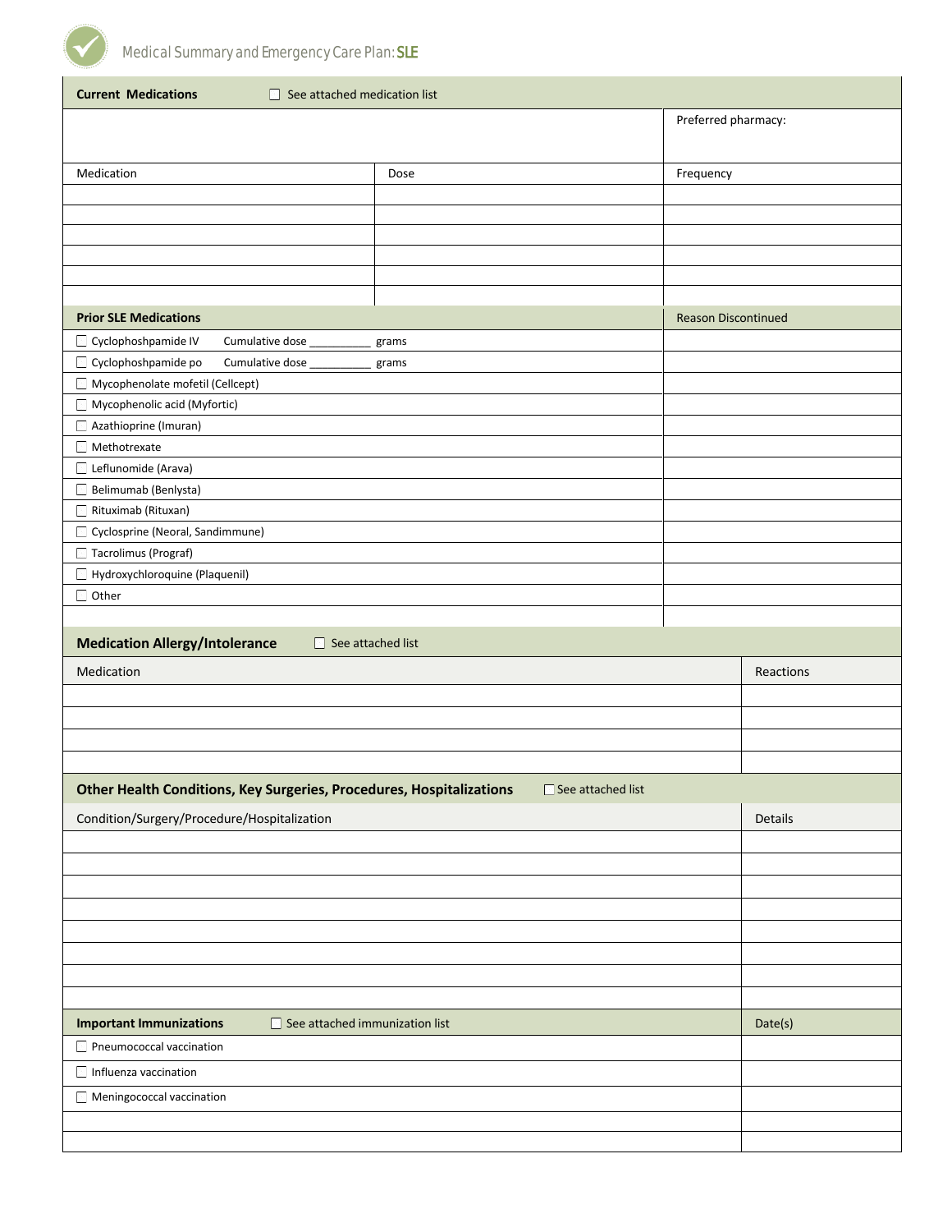Medical Summary and Emergency Care Plan: SLE

| **Current Medications** ☐ See attached medication list | | |
|---|---|---|
| | | Preferred pharmacy: |
| Medication | Dose | Frequency |
| | | |
| | | |
| | | |
| | | |
| | | |
| | | |

| **Prior SLE Medications** | Reason Discontinued |
|---|---|
| ☐ Cyclophoshpamide IV Cumulative dose __________ grams | |
| ☐ Cyclophoshpamide po Cumulative dose __________ grams | |
| ☐ Mycophenolate mofetil (Cellcept) | |
| ☐ Mycophenolic acid (Myfortic) | |
| ☐ Azathioprine (Imuran) | |
| ☐ Methotrexate | |
| ☐ Leflunomide (Arava) | |
| ☐ Belimumab (Benlysta) | |
| ☐ Rituximab (Rituxan) | |
| ☐ Cyclosprine (Neoral, Sandimmune) | |
| ☐ Tacrolimus (Prograf) | |
| ☐ Hydroxychloroquine (Plaquenil) | |
| ☐ Other | |
| | |

**Medication Allergy/Intolerance** ☐ See attached list

| Medication | Reactions |
|---|---|
| | |
| | |
| | |
| | |

**Other Health Conditions, Key Surgeries, Procedures, Hospitalizations** ☐ See attached list

| Condition/Surgery/Procedure/Hospitalization | Details |
|---|---|
| | |
| | |
| | |
| | |
| | |
| | |
| | |
| | |

| **Important Immunizations** ☐ See attached immunization list | Date(s) |
|---|---|
| ☐ Pneumococcal vaccination | |
| ☐ Influenza vaccination | |
| ☐ Meningococcal vaccination | |
| | |
| | |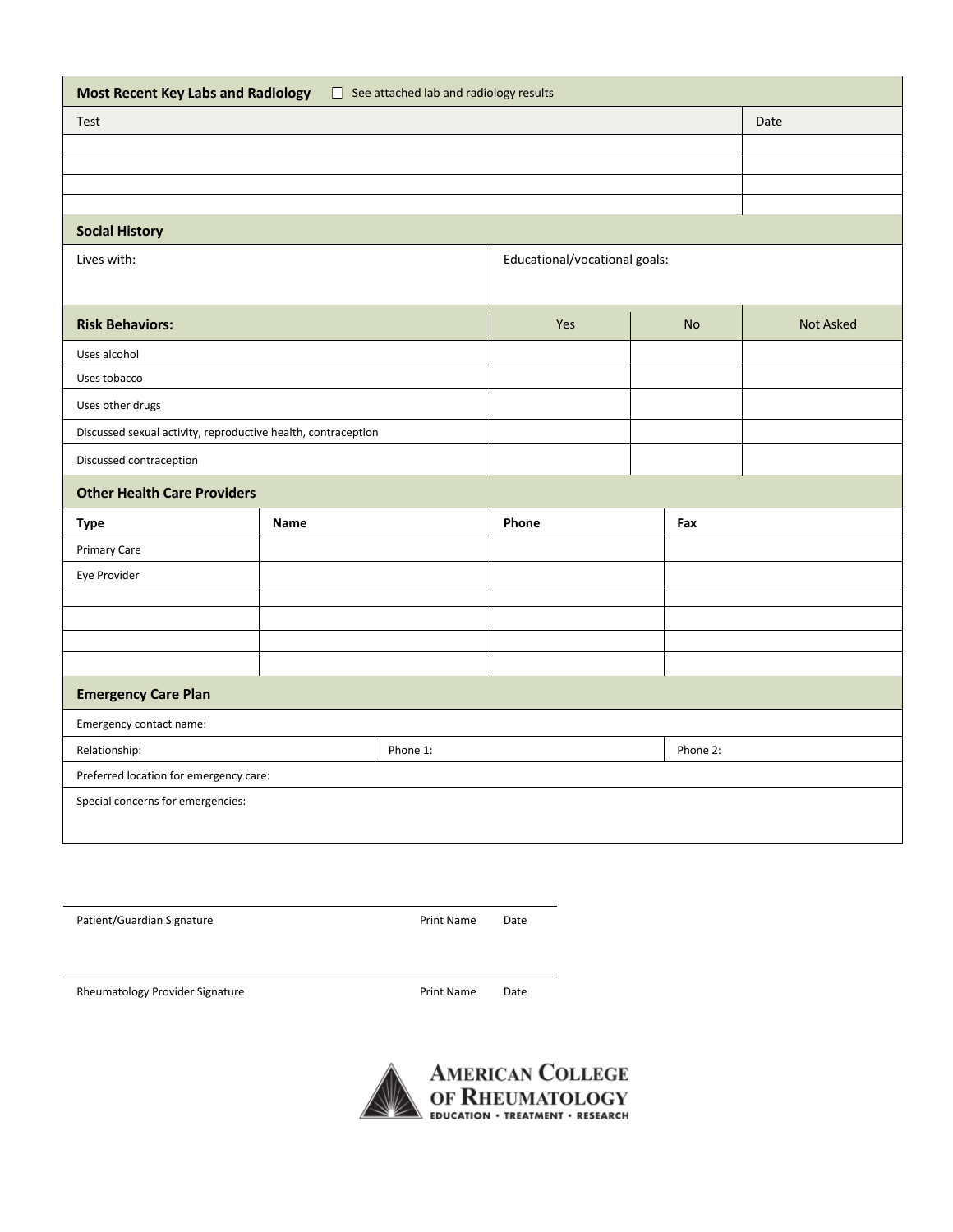## Most Recent Key Labs and Radiology

☐ See attached lab and radiology results

| Test | Date |
|---|---|
| | |
| | |
| | |
| | |

## Social History

| Lives with: | Educational/vocational goals: |
|---|---|
| | |

| Risk Behaviors: | Yes | No | Not Asked |
|---|---|---|---|
| Uses alcohol | | | |
| Uses tobacco | | | |
| Uses other drugs | | | |
| Discussed sexual activity, reproductive health, contraception | | | |
| Discussed contraception | | | |

## Other Health Care Providers

| Type | Name | Phone | Fax |
|---|---|---|---|
| Primary Care | | | |
| Eye Provider | | | |
| | | | |
| | | | |
| | | | |
| | | | |

## Emergency Care Plan

Emergency contact name:

| Relationship: | Phone 1: | Phone 2: |
|---|---|---|
| | | |

Preferred location for emergency care:

Special concerns for emergencies:

Patient/Guardian Signature Print Name Date

Rheumatology Provider Signature Print Name Date

AMERICAN COLLEGE OF RHEUMATOLOGY
EDUCATION • TREATMENT • RESEARCH